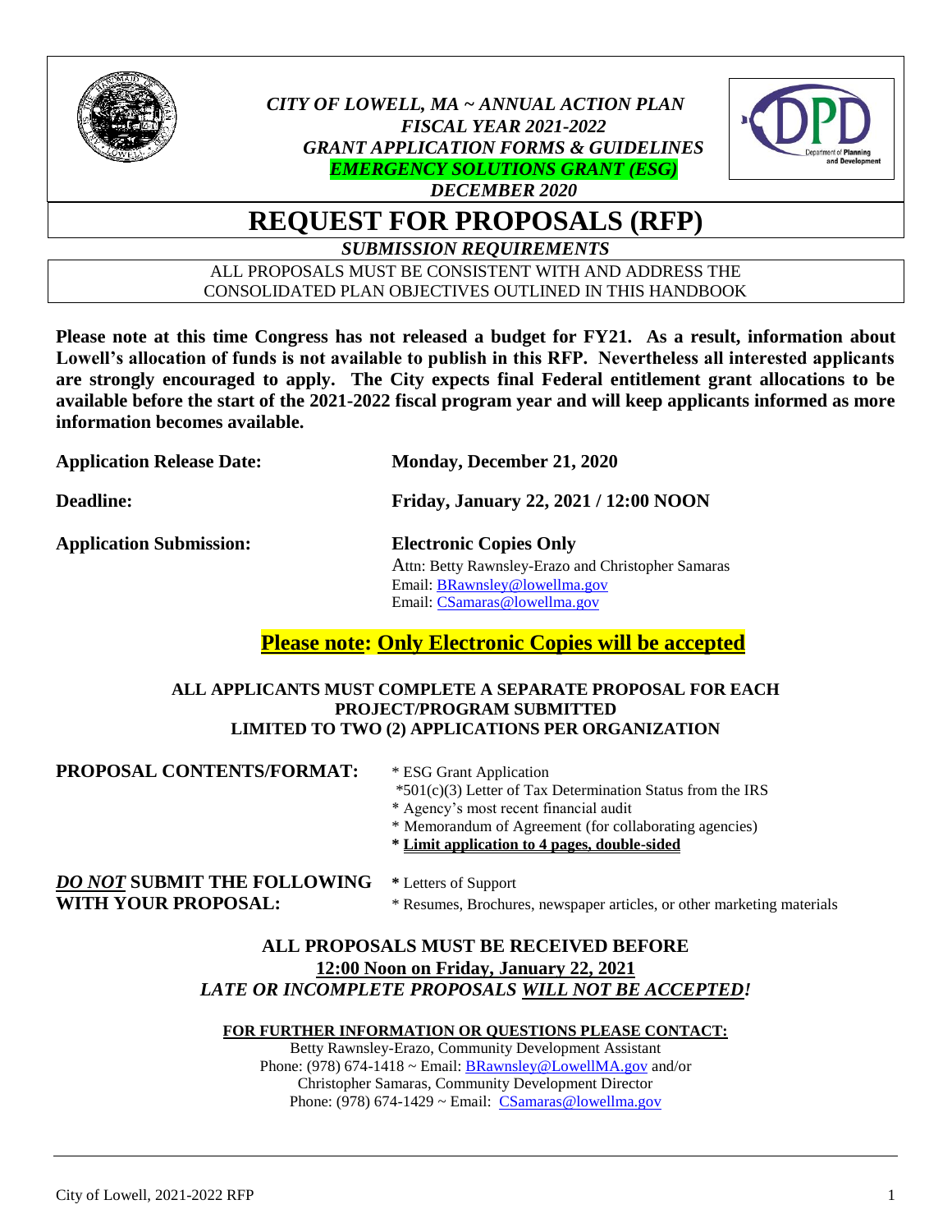*CITY OF LOWELL, MA ~ ANNUAL ACTION PLAN*
*FISCAL YEAR 2021-2022*
*GRANT APPLICATION FORMS & GUIDELINES*
***EMERGENCY SOLUTIONS GRANT (ESG)***
*DECEMBER 2020*

# REQUEST FOR PROPOSALS (RFP)

***SUBMISSION REQUIREMENTS***

ALL PROPOSALS MUST BE CONSISTENT WITH AND ADDRESS THE CONSOLIDATED PLAN OBJECTIVES OUTLINED IN THIS HANDBOOK

**Please note at this time Congress has not released a budget for FY21. As a result, information about Lowell's allocation of funds is not available to publish in this RFP. Nevertheless all interested applicants are strongly encouraged to apply. The City expects final Federal entitlement grant allocations to be available before the start of the 2021-2022 fiscal program year and will keep applicants informed as more information becomes available.**

**Application Release Date:** **Monday, December 21, 2020**

**Deadline:** **Friday, January 22, 2021 / 12:00 NOON**

**Application Submission:** **Electronic Copies Only**
Attn: Betty Rawnsley-Erazo and Christopher Samaras
Email: BRawnsley@lowellma.gov
Email: CSamaras@lowellma.gov

## Please note: Only Electronic Copies will be accepted

**ALL APPLICANTS MUST COMPLETE A SEPARATE PROPOSAL FOR EACH PROJECT/PROGRAM SUBMITTED**
**LIMITED TO TWO (2) APPLICATIONS PER ORGANIZATION**

**PROPOSAL CONTENTS/FORMAT:**
* ESG Grant Application
* 501(c)(3) Letter of Tax Determination Status from the IRS
* Agency's most recent financial audit
* Memorandum of Agreement (for collaborating agencies)
* **Limit application to 4 pages, double-sided**

***DO NOT*** **SUBMIT THE FOLLOWING WITH YOUR PROPOSAL:**
* Letters of Support
* Resumes, Brochures, newspaper articles, or other marketing materials

**ALL PROPOSALS MUST BE RECEIVED BEFORE**
**12:00 Noon on Friday, January 22, 2021**
***LATE OR INCOMPLETE PROPOSALS WILL NOT BE ACCEPTED!***

**FOR FURTHER INFORMATION OR QUESTIONS PLEASE CONTACT:**
Betty Rawnsley-Erazo, Community Development Assistant
Phone: (978) 674-1418 ~ Email: BRawnsley@LowellMA.gov and/or
Christopher Samaras, Community Development Director
Phone: (978) 674-1429 ~ Email: CSamaras@lowellma.gov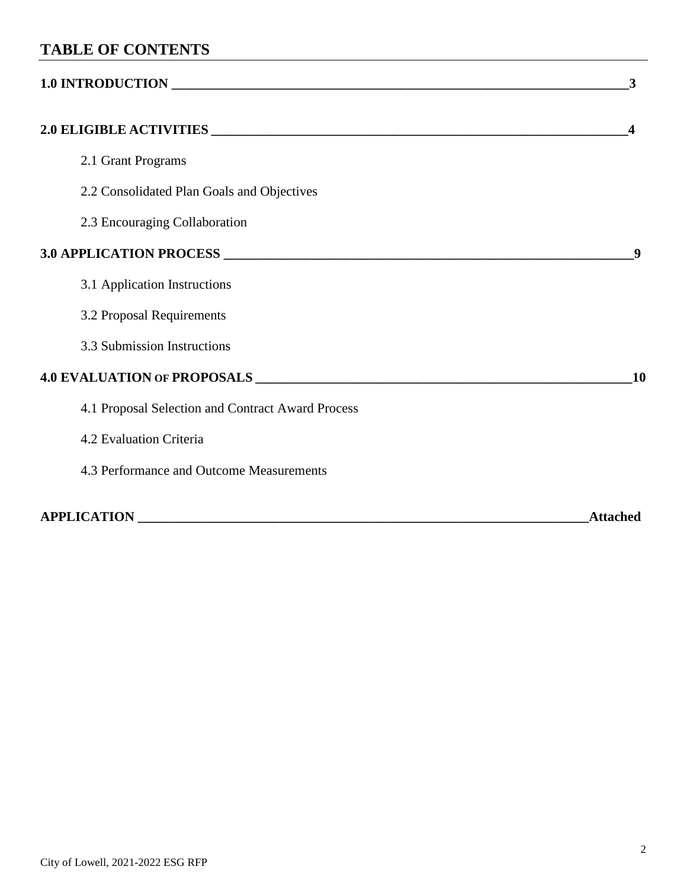## TABLE OF CONTENTS

**1.0 INTRODUCTION ______________________________________________________________3**

**2.0 ELIGIBLE ACTIVITIES ________________________________________________________4**

- 2.1 Grant Programs
- 2.2 Consolidated Plan Goals and Objectives
- 2.3 Encouraging Collaboration

**3.0 APPLICATION PROCESS ______________________________________________________9**

- 3.1 Application Instructions
- 3.2 Proposal Requirements
- 3.3 Submission Instructions

**4.0 EVALUATION OF PROPOSALS _________________________________________________10**

- 4.1 Proposal Selection and Contract Award Process
- 4.2 Evaluation Criteria
- 4.3 Performance and Outcome Measurements

**APPLICATION ______________________________________________________________Attached**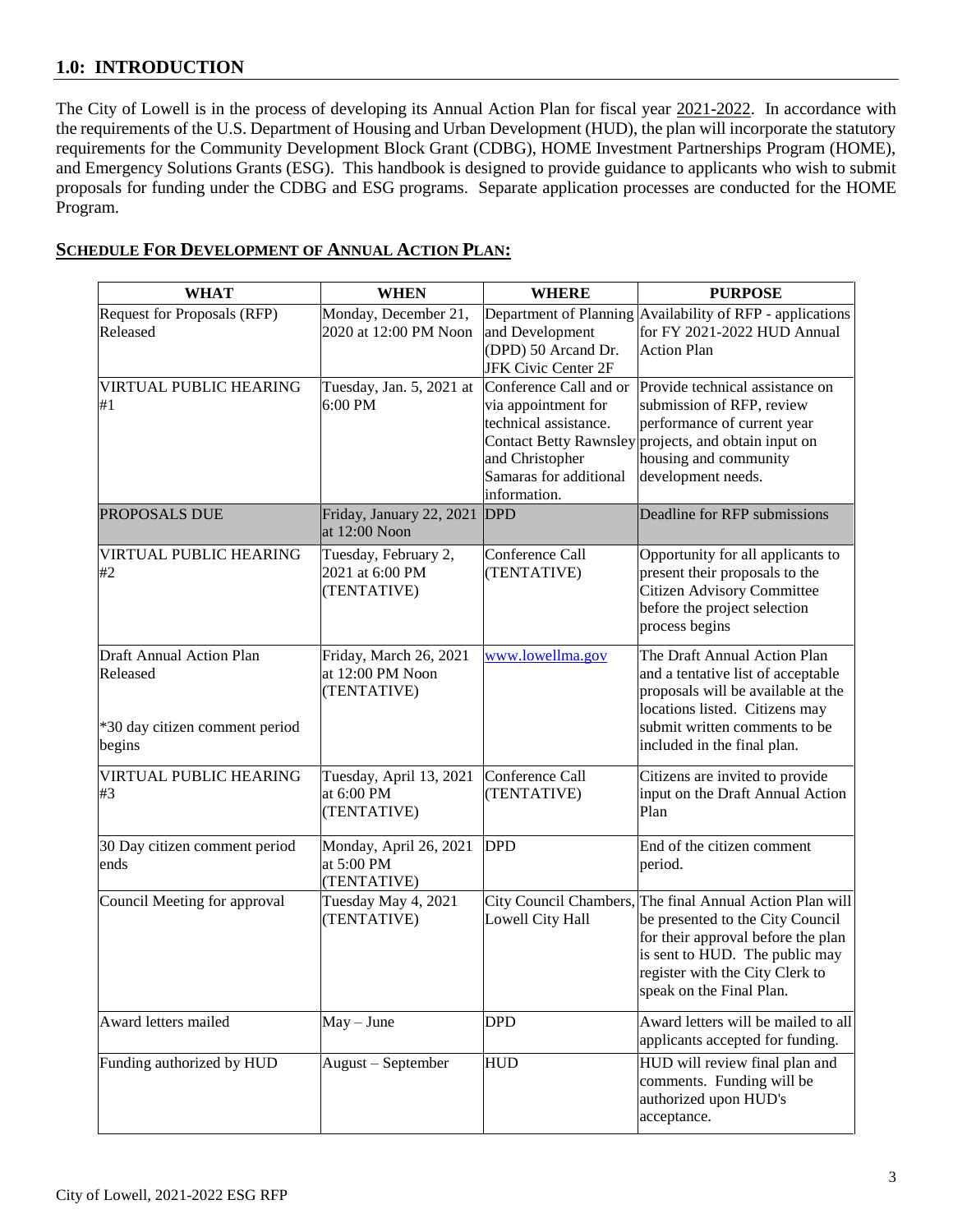## 1.0: INTRODUCTION

The City of Lowell is in the process of developing its Annual Action Plan for fiscal year 2021-2022. In accordance with the requirements of the U.S. Department of Housing and Urban Development (HUD), the plan will incorporate the statutory requirements for the Community Development Block Grant (CDBG), HOME Investment Partnerships Program (HOME), and Emergency Solutions Grants (ESG). This handbook is designed to provide guidance to applicants who wish to submit proposals for funding under the CDBG and ESG programs. Separate application processes are conducted for the HOME Program.

### SCHEDULE FOR DEVELOPMENT OF ANNUAL ACTION PLAN:

| WHAT | WHEN | WHERE | PURPOSE |
|---|---|---|---|
| Request for Proposals (RFP) Released | Monday, December 21, 2020 at 12:00 PM Noon | Department of Planning and Development (DPD) 50 Arcand Dr. JFK Civic Center 2F | Availability of RFP - applications for FY 2021-2022 HUD Annual Action Plan |
| VIRTUAL PUBLIC HEARING #1 | Tuesday, Jan. 5, 2021 at 6:00 PM | Conference Call and or via appointment for technical assistance. Contact Betty Rawnsley and Christopher Samaras for additional information. | Provide technical assistance on submission of RFP, review performance of current year projects, and obtain input on housing and community development needs. |
| PROPOSALS DUE | Friday, January 22, 2021 at 12:00 Noon | DPD | Deadline for RFP submissions |
| VIRTUAL PUBLIC HEARING #2 | Tuesday, February 2, 2021 at 6:00 PM (TENTATIVE) | Conference Call (TENTATIVE) | Opportunity for all applicants to present their proposals to the Citizen Advisory Committee before the project selection process begins |
| Draft Annual Action Plan Released<br><br>*30 day citizen comment period begins | Friday, March 26, 2021 at 12:00 PM Noon (TENTATIVE) | www.lowellma.gov | The Draft Annual Action Plan and a tentative list of acceptable proposals will be available at the locations listed. Citizens may submit written comments to be included in the final plan. |
| VIRTUAL PUBLIC HEARING #3 | Tuesday, April 13, 2021 at 6:00 PM (TENTATIVE) | Conference Call (TENTATIVE) | Citizens are invited to provide input on the Draft Annual Action Plan |
| 30 Day citizen comment period ends | Monday, April 26, 2021 at 5:00 PM (TENTATIVE) | DPD | End of the citizen comment period. |
| Council Meeting for approval | Tuesday May 4, 2021 (TENTATIVE) | City Council Chambers, Lowell City Hall | The final Annual Action Plan will be presented to the City Council for their approval before the plan is sent to HUD. The public may register with the City Clerk to speak on the Final Plan. |
| Award letters mailed | May – June | DPD | Award letters will be mailed to all applicants accepted for funding. |
| Funding authorized by HUD | August – September | HUD | HUD will review final plan and comments. Funding will be authorized upon HUD's acceptance. |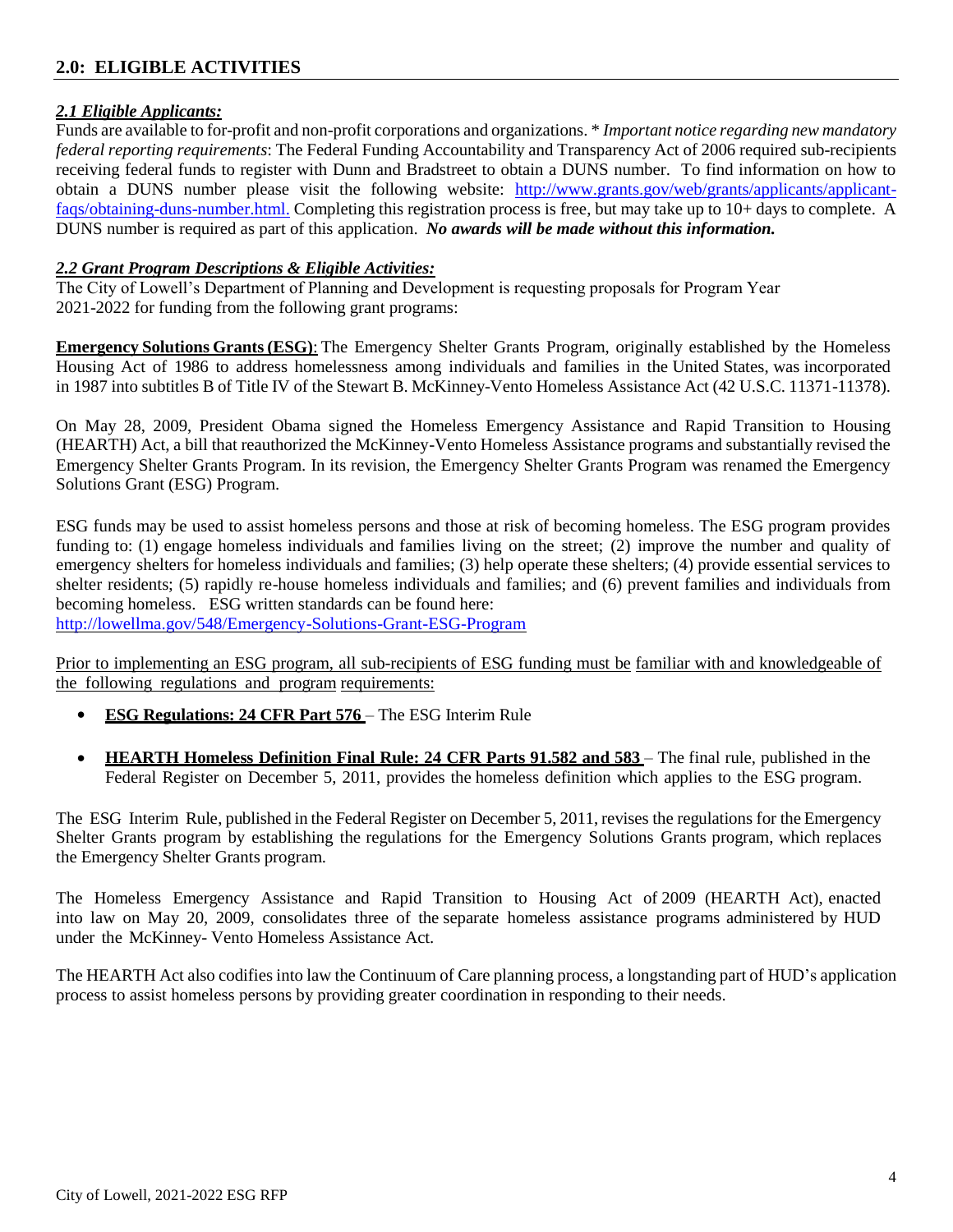## 2.0: ELIGIBLE ACTIVITIES

### *2.1 Eligible Applicants:*

Funds are available to for-profit and non-profit corporations and organizations. * *Important notice regarding new mandatory federal reporting requirements*: The Federal Funding Accountability and Transparency Act of 2006 required sub-recipients receiving federal funds to register with Dunn and Bradstreet to obtain a DUNS number. To find information on how to obtain a DUNS number please visit the following website: http://www.grants.gov/web/grants/applicants/applicant-faqs/obtaining-duns-number.html. Completing this registration process is free, but may take up to 10+ days to complete. A DUNS number is required as part of this application. ***No awards will be made without this information.***

### *2.2 Grant Program Descriptions & Eligible Activities:*

The City of Lowell's Department of Planning and Development is requesting proposals for Program Year 2021-2022 for funding from the following grant programs:

**Emergency Solutions Grants (ESG)**: The Emergency Shelter Grants Program, originally established by the Homeless Housing Act of 1986 to address homelessness among individuals and families in the United States, was incorporated in 1987 into subtitles B of Title IV of the Stewart B. McKinney-Vento Homeless Assistance Act (42 U.S.C. 11371-11378).

On May 28, 2009, President Obama signed the Homeless Emergency Assistance and Rapid Transition to Housing (HEARTH) Act, a bill that reauthorized the McKinney-Vento Homeless Assistance programs and substantially revised the Emergency Shelter Grants Program. In its revision, the Emergency Shelter Grants Program was renamed the Emergency Solutions Grant (ESG) Program.

ESG funds may be used to assist homeless persons and those at risk of becoming homeless. The ESG program provides funding to: (1) engage homeless individuals and families living on the street; (2) improve the number and quality of emergency shelters for homeless individuals and families; (3) help operate these shelters; (4) provide essential services to shelter residents; (5) rapidly re-house homeless individuals and families; and (6) prevent families and individuals from becoming homeless. ESG written standards can be found here:
http://lowellma.gov/548/Emergency-Solutions-Grant-ESG-Program

Prior to implementing an ESG program, all sub-recipients of ESG funding must be familiar with and knowledgeable of the following regulations and program requirements:

- **ESG Regulations: 24 CFR Part 576** – The ESG Interim Rule
- **HEARTH Homeless Definition Final Rule: 24 CFR Parts 91.582 and 583** – The final rule, published in the Federal Register on December 5, 2011, provides the homeless definition which applies to the ESG program.

The ESG Interim Rule, published in the Federal Register on December 5, 2011, revises the regulations for the Emergency Shelter Grants program by establishing the regulations for the Emergency Solutions Grants program, which replaces the Emergency Shelter Grants program.

The Homeless Emergency Assistance and Rapid Transition to Housing Act of 2009 (HEARTH Act), enacted into law on May 20, 2009, consolidates three of the separate homeless assistance programs administered by HUD under the McKinney- Vento Homeless Assistance Act.

The HEARTH Act also codifies into law the Continuum of Care planning process, a longstanding part of HUD's application process to assist homeless persons by providing greater coordination in responding to their needs.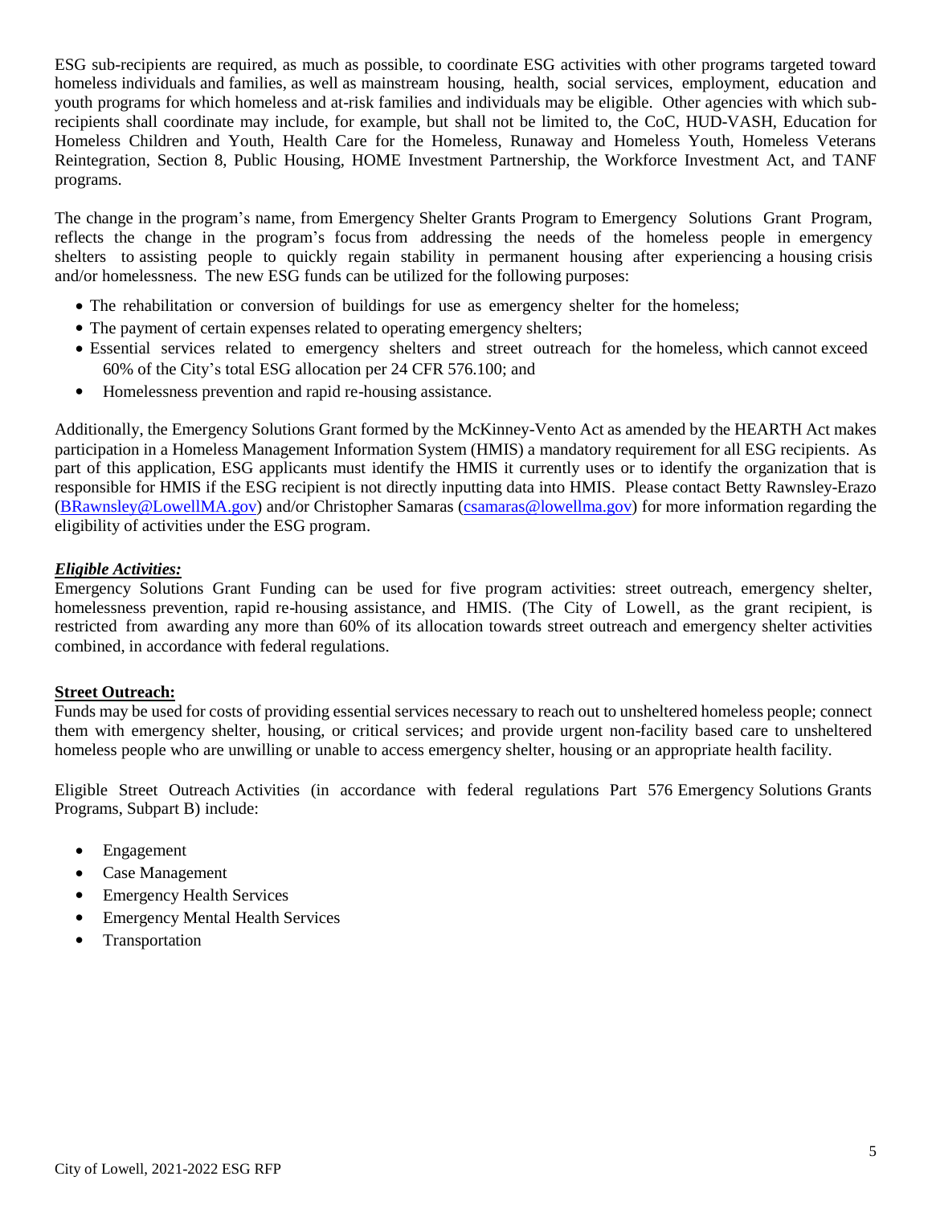ESG sub-recipients are required, as much as possible, to coordinate ESG activities with other programs targeted toward homeless individuals and families, as well as mainstream housing, health, social services, employment, education and youth programs for which homeless and at-risk families and individuals may be eligible. Other agencies with which sub-recipients shall coordinate may include, for example, but shall not be limited to, the CoC, HUD-VASH, Education for Homeless Children and Youth, Health Care for the Homeless, Runaway and Homeless Youth, Homeless Veterans Reintegration, Section 8, Public Housing, HOME Investment Partnership, the Workforce Investment Act, and TANF programs.

The change in the program's name, from Emergency Shelter Grants Program to Emergency Solutions Grant Program, reflects the change in the program's focus from addressing the needs of the homeless people in emergency shelters to assisting people to quickly regain stability in permanent housing after experiencing a housing crisis and/or homelessness. The new ESG funds can be utilized for the following purposes:

- The rehabilitation or conversion of buildings for use as emergency shelter for the homeless;
- The payment of certain expenses related to operating emergency shelters;
- Essential services related to emergency shelters and street outreach for the homeless, which cannot exceed 60% of the City's total ESG allocation per 24 CFR 576.100; and
- Homelessness prevention and rapid re-housing assistance.

Additionally, the Emergency Solutions Grant formed by the McKinney-Vento Act as amended by the HEARTH Act makes participation in a Homeless Management Information System (HMIS) a mandatory requirement for all ESG recipients. As part of this application, ESG applicants must identify the HMIS it currently uses or to identify the organization that is responsible for HMIS if the ESG recipient is not directly inputting data into HMIS. Please contact Betty Rawnsley-Erazo (BRawnsley@LowellMA.gov) and/or Christopher Samaras (csamaras@lowellma.gov) for more information regarding the eligibility of activities under the ESG program.

***Eligible Activities:***

Emergency Solutions Grant Funding can be used for five program activities: street outreach, emergency shelter, homelessness prevention, rapid re-housing assistance, and HMIS. (The City of Lowell, as the grant recipient, is restricted from awarding any more than 60% of its allocation towards street outreach and emergency shelter activities combined, in accordance with federal regulations.

**Street Outreach:**

Funds may be used for costs of providing essential services necessary to reach out to unsheltered homeless people; connect them with emergency shelter, housing, or critical services; and provide urgent non-facility based care to unsheltered homeless people who are unwilling or unable to access emergency shelter, housing or an appropriate health facility.

Eligible Street Outreach Activities (in accordance with federal regulations Part 576 Emergency Solutions Grants Programs, Subpart B) include:

- Engagement
- Case Management
- Emergency Health Services
- Emergency Mental Health Services
- Transportation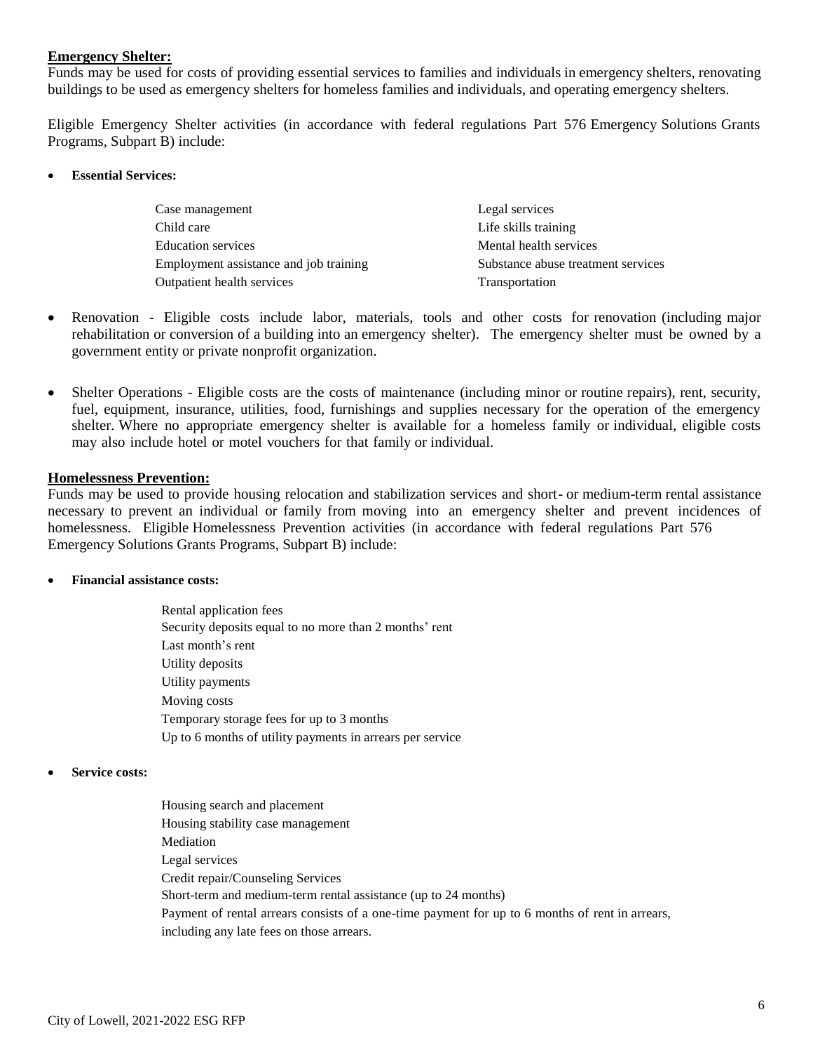**Emergency Shelter:**

Funds may be used for costs of providing essential services to families and individuals in emergency shelters, renovating buildings to be used as emergency shelters for homeless families and individuals, and operating emergency shelters.

Eligible Emergency Shelter activities (in accordance with federal regulations Part 576 Emergency Solutions Grants Programs, Subpart B) include:

- **Essential Services:**

  Case management
  Child care
  Education services
  Employment assistance and job training
  Outpatient health services
  Legal services
  Life skills training
  Mental health services
  Substance abuse treatment services
  Transportation

- Renovation - Eligible costs include labor, materials, tools and other costs for renovation (including major rehabilitation or conversion of a building into an emergency shelter). The emergency shelter must be owned by a government entity or private nonprofit organization.

- Shelter Operations - Eligible costs are the costs of maintenance (including minor or routine repairs), rent, security, fuel, equipment, insurance, utilities, food, furnishings and supplies necessary for the operation of the emergency shelter. Where no appropriate emergency shelter is available for a homeless family or individual, eligible costs may also include hotel or motel vouchers for that family or individual.

**Homelessness Prevention:**

Funds may be used to provide housing relocation and stabilization services and short- or medium-term rental assistance necessary to prevent an individual or family from moving into an emergency shelter and prevent incidences of homelessness. Eligible Homelessness Prevention activities (in accordance with federal regulations Part 576 Emergency Solutions Grants Programs, Subpart B) include:

- **Financial assistance costs:**

  Rental application fees
  Security deposits equal to no more than 2 months' rent
  Last month's rent
  Utility deposits
  Utility payments
  Moving costs
  Temporary storage fees for up to 3 months
  Up to 6 months of utility payments in arrears per service

- **Service costs:**

  Housing search and placement
  Housing stability case management
  Mediation
  Legal services
  Credit repair/Counseling Services
  Short-term and medium-term rental assistance (up to 24 months)
  Payment of rental arrears consists of a one-time payment for up to 6 months of rent in arrears, including any late fees on those arrears.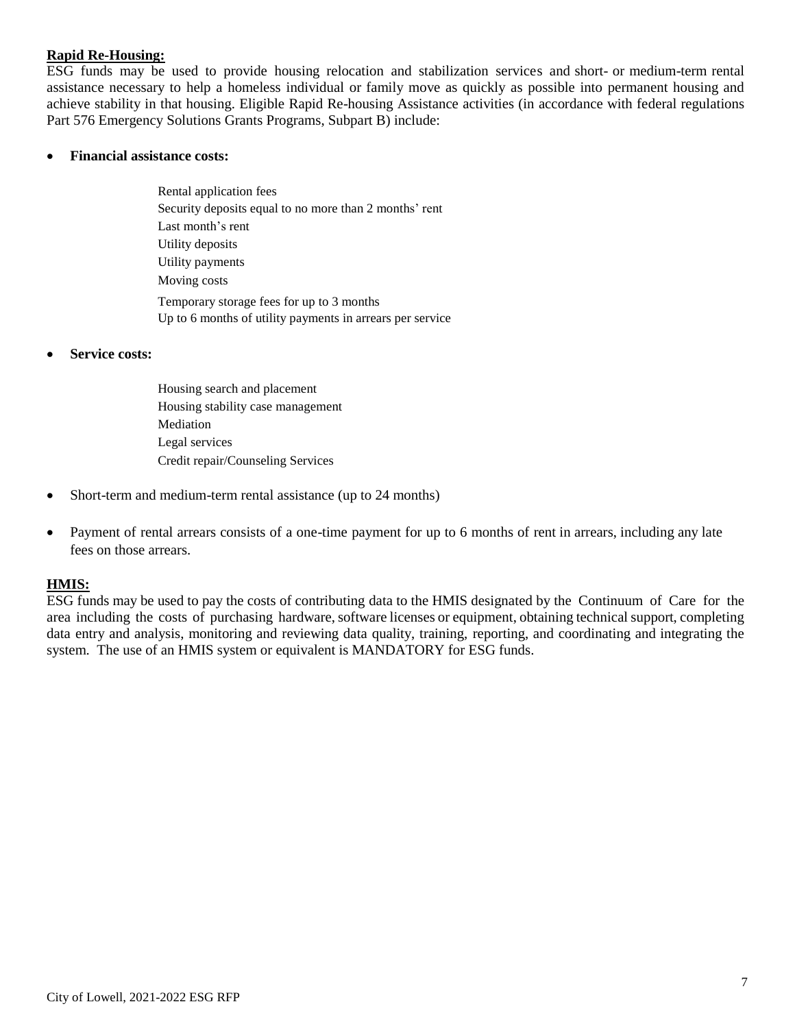**Rapid Re-Housing:**

ESG funds may be used to provide housing relocation and stabilization services and short- or medium-term rental assistance necessary to help a homeless individual or family move as quickly as possible into permanent housing and achieve stability in that housing. Eligible Rapid Re-housing Assistance activities (in accordance with federal regulations Part 576 Emergency Solutions Grants Programs, Subpart B) include:

- **Financial assistance costs:**

  Rental application fees
  Security deposits equal to no more than 2 months' rent
  Last month's rent
  Utility deposits
  Utility payments
  Moving costs
  Temporary storage fees for up to 3 months
  Up to 6 months of utility payments in arrears per service

- **Service costs:**

  Housing search and placement
  Housing stability case management
  Mediation
  Legal services
  Credit repair/Counseling Services

- Short-term and medium-term rental assistance (up to 24 months)

- Payment of rental arrears consists of a one-time payment for up to 6 months of rent in arrears, including any late fees on those arrears.

**HMIS:**

ESG funds may be used to pay the costs of contributing data to the HMIS designated by the Continuum of Care for the area including the costs of purchasing hardware, software licenses or equipment, obtaining technical support, completing data entry and analysis, monitoring and reviewing data quality, training, reporting, and coordinating and integrating the system. The use of an HMIS system or equivalent is MANDATORY for ESG funds.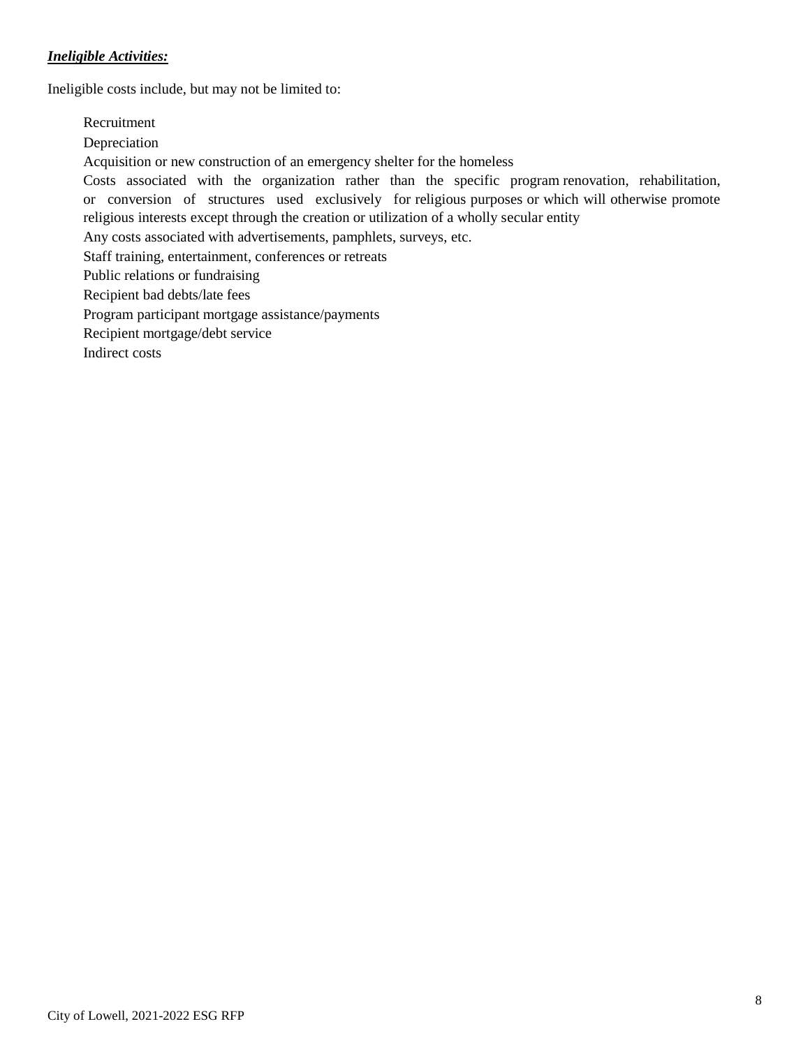***Ineligible Activities:***

Ineligible costs include, but may not be limited to:

- Recruitment
- Depreciation
- Acquisition or new construction of an emergency shelter for the homeless
- Costs associated with the organization rather than the specific program renovation, rehabilitation, or conversion of structures used exclusively for religious purposes or which will otherwise promote religious interests except through the creation or utilization of a wholly secular entity
- Any costs associated with advertisements, pamphlets, surveys, etc.
- Staff training, entertainment, conferences or retreats
- Public relations or fundraising
- Recipient bad debts/late fees
- Program participant mortgage assistance/payments
- Recipient mortgage/debt service
- Indirect costs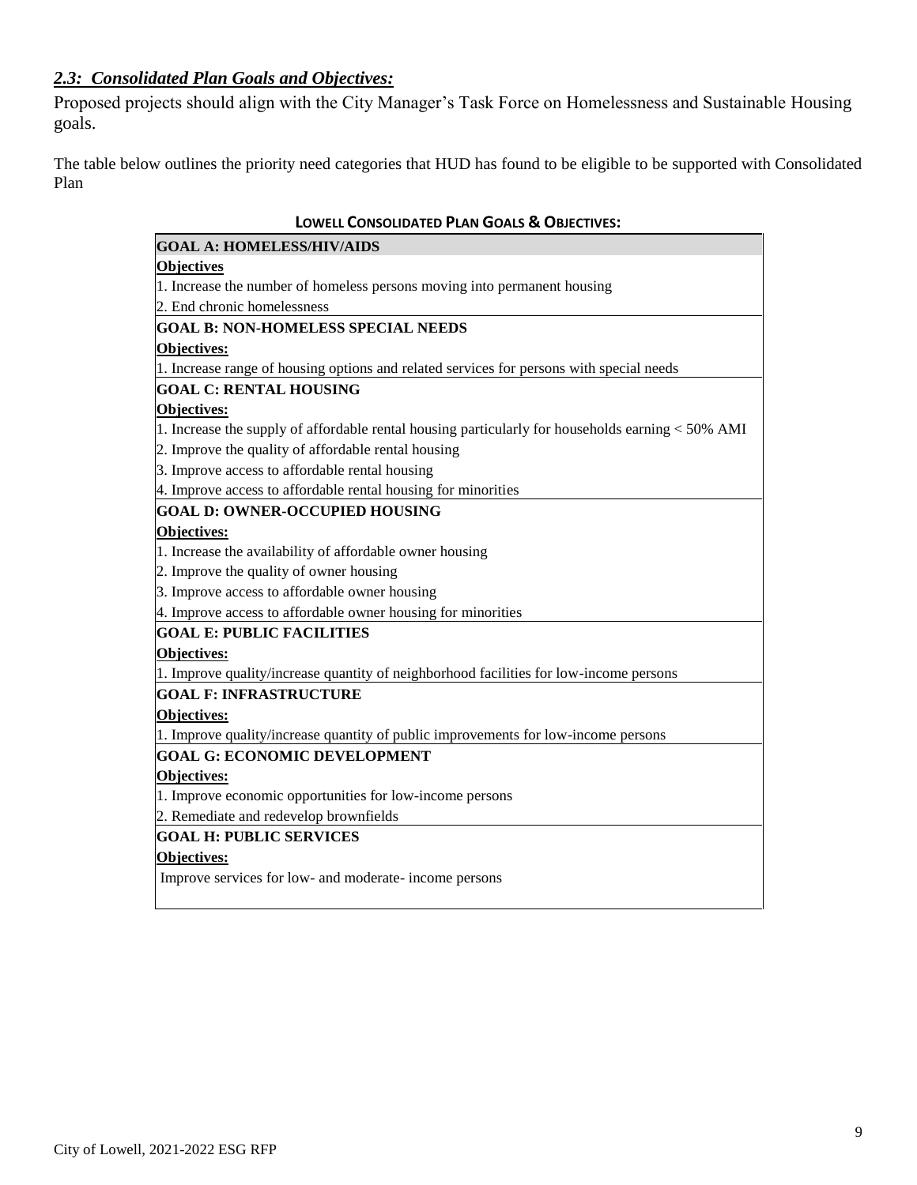## *2.3: Consolidated Plan Goals and Objectives:*

Proposed projects should align with the City Manager's Task Force on Homelessness and Sustainable Housing goals.

The table below outlines the priority need categories that HUD has found to be eligible to be supported with Consolidated Plan

**LOWELL CONSOLIDATED PLAN GOALS & OBJECTIVES:**

| **GOAL A: HOMELESS/HIV/AIDS** |
|---|
| **Objectives** |
| 1. Increase the number of homeless persons moving into permanent housing |
| 2. End chronic homelessness |
| **GOAL B: NON-HOMELESS SPECIAL NEEDS** |
| **Objectives:** |
| 1. Increase range of housing options and related services for persons with special needs |
| **GOAL C: RENTAL HOUSING** |
| **Objectives:** |
| 1. Increase the supply of affordable rental housing particularly for households earning < 50% AMI |
| 2. Improve the quality of affordable rental housing |
| 3. Improve access to affordable rental housing |
| 4. Improve access to affordable rental housing for minorities |
| **GOAL D: OWNER-OCCUPIED HOUSING** |
| **Objectives:** |
| 1. Increase the availability of affordable owner housing |
| 2. Improve the quality of owner housing |
| 3. Improve access to affordable owner housing |
| 4. Improve access to affordable owner housing for minorities |
| **GOAL E: PUBLIC FACILITIES** |
| **Objectives:** |
| 1. Improve quality/increase quantity of neighborhood facilities for low-income persons |
| **GOAL F: INFRASTRUCTURE** |
| **Objectives:** |
| 1. Improve quality/increase quantity of public improvements for low-income persons |
| **GOAL G: ECONOMIC DEVELOPMENT** |
| **Objectives:** |
| 1. Improve economic opportunities for low-income persons |
| 2. Remediate and redevelop brownfields |
| **GOAL H: PUBLIC SERVICES** |
| **Objectives:** |
| Improve services for low- and moderate- income persons |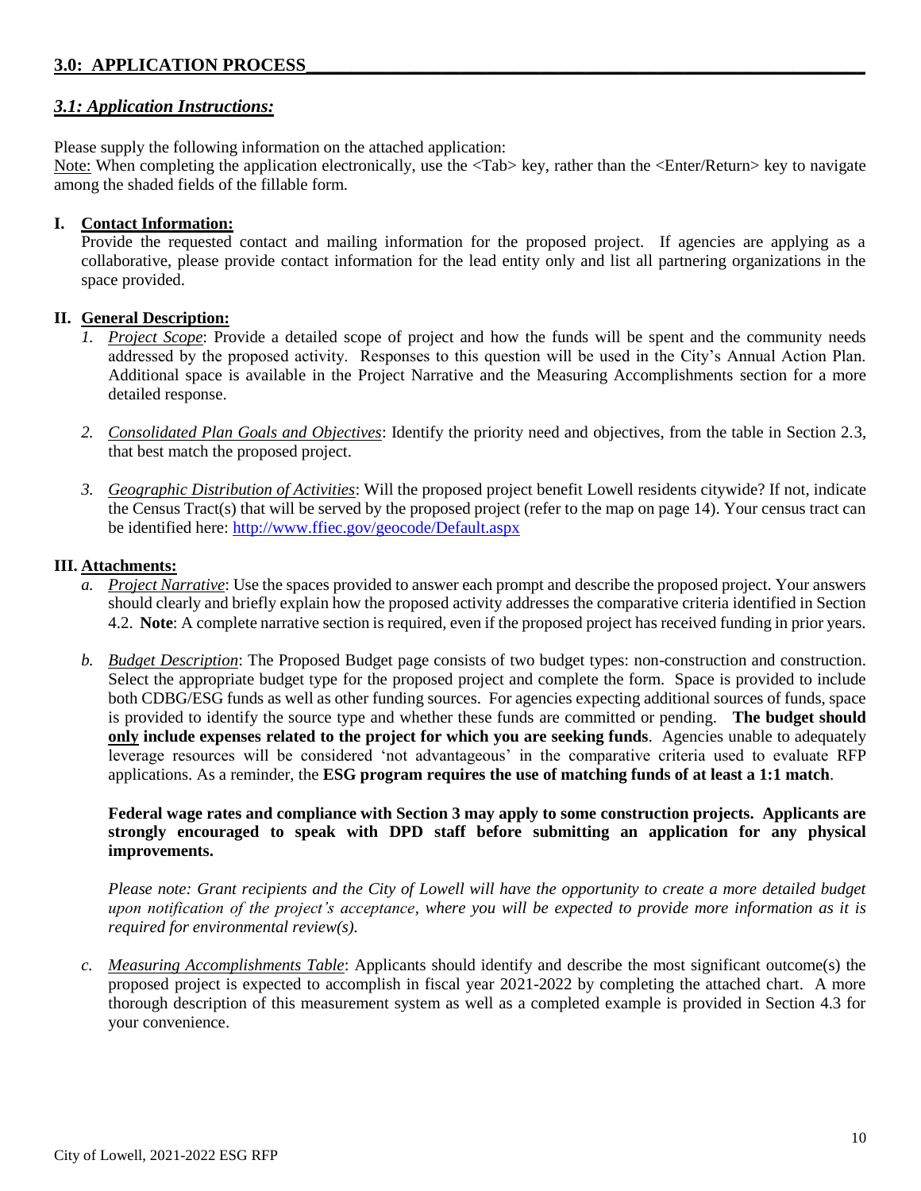## 3.0: APPLICATION PROCESS

### *3.1: Application Instructions:*

Please supply the following information on the attached application:
Note: When completing the application electronically, use the <Tab> key, rather than the <Enter/Return> key to navigate among the shaded fields of the fillable form.

**I. Contact Information:**
Provide the requested contact and mailing information for the proposed project. If agencies are applying as a collaborative, please provide contact information for the lead entity only and list all partnering organizations in the space provided.

**II. General Description:**

1. *Project Scope*: Provide a detailed scope of project and how the funds will be spent and the community needs addressed by the proposed activity. Responses to this question will be used in the City's Annual Action Plan. Additional space is available in the Project Narrative and the Measuring Accomplishments section for a more detailed response.

2. *Consolidated Plan Goals and Objectives*: Identify the priority need and objectives, from the table in Section 2.3, that best match the proposed project.

3. *Geographic Distribution of Activities*: Will the proposed project benefit Lowell residents citywide? If not, indicate the Census Tract(s) that will be served by the proposed project (refer to the map on page 14). Your census tract can be identified here: http://www.ffiec.gov/geocode/Default.aspx

**III. Attachments:**

a. *Project Narrative*: Use the spaces provided to answer each prompt and describe the proposed project. Your answers should clearly and briefly explain how the proposed activity addresses the comparative criteria identified in Section 4.2. **Note**: A complete narrative section is required, even if the proposed project has received funding in prior years.

b. *Budget Description*: The Proposed Budget page consists of two budget types: non-construction and construction. Select the appropriate budget type for the proposed project and complete the form. Space is provided to include both CDBG/ESG funds as well as other funding sources. For agencies expecting additional sources of funds, space is provided to identify the source type and whether these funds are committed or pending. **The budget should only include expenses related to the project for which you are seeking funds**. Agencies unable to adequately leverage resources will be considered 'not advantageous' in the comparative criteria used to evaluate RFP applications. As a reminder, the **ESG program requires the use of matching funds of at least a 1:1 match**.

   **Federal wage rates and compliance with Section 3 may apply to some construction projects. Applicants are strongly encouraged to speak with DPD staff before submitting an application for any physical improvements.**

   *Please note: Grant recipients and the City of Lowell will have the opportunity to create a more detailed budget upon notification of the project's acceptance, where you will be expected to provide more information as it is required for environmental review(s).*

c. *Measuring Accomplishments Table*: Applicants should identify and describe the most significant outcome(s) the proposed project is expected to accomplish in fiscal year 2021-2022 by completing the attached chart. A more thorough description of this measurement system as well as a completed example is provided in Section 4.3 for your convenience.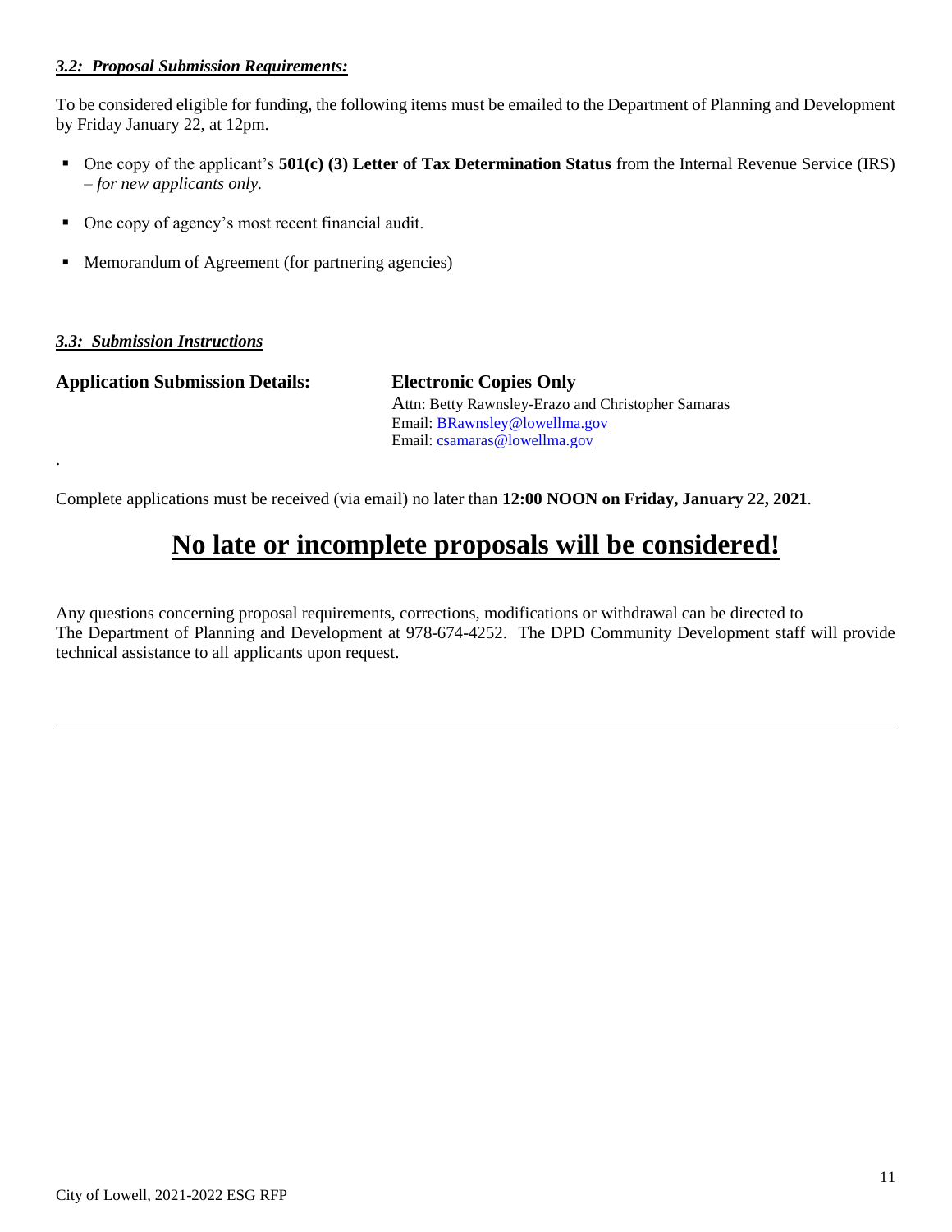### *3.2: Proposal Submission Requirements:*

To be considered eligible for funding, the following items must be emailed to the Department of Planning and Development by Friday January 22, at 12pm.

- One copy of the applicant's **501(c) (3) Letter of Tax Determination Status** from the Internal Revenue Service (IRS) – *for new applicants only.*
- One copy of agency's most recent financial audit.
- Memorandum of Agreement (for partnering agencies)

### *3.3: Submission Instructions*

**Application Submission Details:** **Electronic Copies Only**

Attn: Betty Rawnsley-Erazo and Christopher Samaras
Email: [BRawnsley@lowellma.gov](mailto:BRawnsley@lowellma.gov)
Email: [csamaras@lowellma.gov](mailto:csamaras@lowellma.gov)

.

Complete applications must be received (via email) no later than **12:00 NOON on Friday, January 22, 2021**.

## No late or incomplete proposals will be considered!

Any questions concerning proposal requirements, corrections, modifications or withdrawal can be directed to The Department of Planning and Development at 978-674-4252. The DPD Community Development staff will provide technical assistance to all applicants upon request.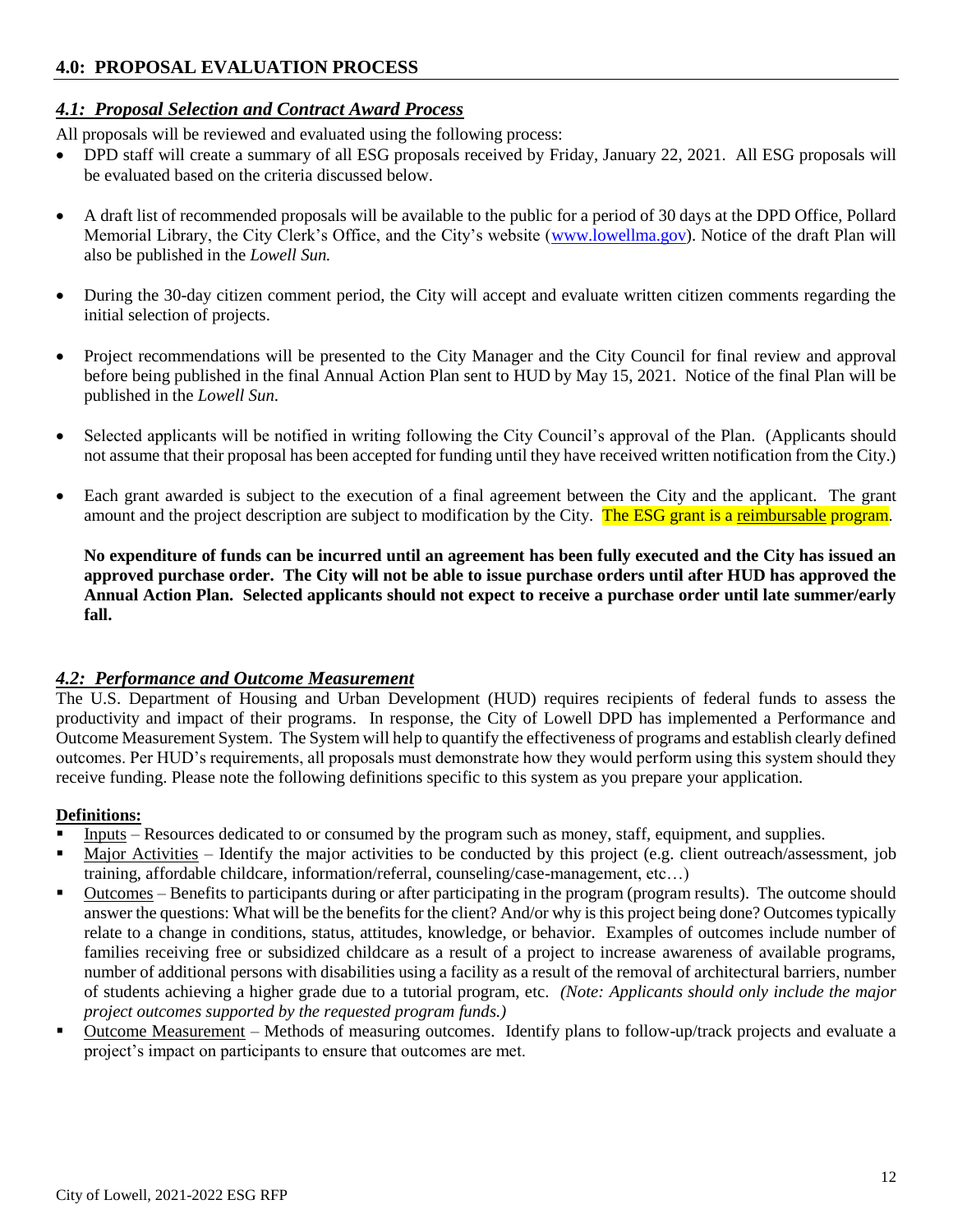## 4.0: PROPOSAL EVALUATION PROCESS

### *4.1: Proposal Selection and Contract Award Process*

All proposals will be reviewed and evaluated using the following process:

- DPD staff will create a summary of all ESG proposals received by Friday, January 22, 2021. All ESG proposals will be evaluated based on the criteria discussed below.
- A draft list of recommended proposals will be available to the public for a period of 30 days at the DPD Office, Pollard Memorial Library, the City Clerk's Office, and the City's website (www.lowellma.gov). Notice of the draft Plan will also be published in the *Lowell Sun.*
- During the 30-day citizen comment period, the City will accept and evaluate written citizen comments regarding the initial selection of projects.
- Project recommendations will be presented to the City Manager and the City Council for final review and approval before being published in the final Annual Action Plan sent to HUD by May 15, 2021. Notice of the final Plan will be published in the *Lowell Sun.*
- Selected applicants will be notified in writing following the City Council's approval of the Plan. (Applicants should not assume that their proposal has been accepted for funding until they have received written notification from the City.)
- Each grant awarded is subject to the execution of a final agreement between the City and the applicant. The grant amount and the project description are subject to modification by the City. The ESG grant is a reimbursable program.

  **No expenditure of funds can be incurred until an agreement has been fully executed and the City has issued an approved purchase order. The City will not be able to issue purchase orders until after HUD has approved the Annual Action Plan. Selected applicants should not expect to receive a purchase order until late summer/early fall.**

### *4.2: Performance and Outcome Measurement*

The U.S. Department of Housing and Urban Development (HUD) requires recipients of federal funds to assess the productivity and impact of their programs. In response, the City of Lowell DPD has implemented a Performance and Outcome Measurement System. The System will help to quantify the effectiveness of programs and establish clearly defined outcomes. Per HUD's requirements, all proposals must demonstrate how they would perform using this system should they receive funding. Please note the following definitions specific to this system as you prepare your application.

**Definitions:**

- Inputs – Resources dedicated to or consumed by the program such as money, staff, equipment, and supplies.
- Major Activities – Identify the major activities to be conducted by this project (e.g. client outreach/assessment, job training, affordable childcare, information/referral, counseling/case-management, etc…)
- Outcomes – Benefits to participants during or after participating in the program (program results). The outcome should answer the questions: What will be the benefits for the client? And/or why is this project being done? Outcomes typically relate to a change in conditions, status, attitudes, knowledge, or behavior. Examples of outcomes include number of families receiving free or subsidized childcare as a result of a project to increase awareness of available programs, number of additional persons with disabilities using a facility as a result of the removal of architectural barriers, number of students achieving a higher grade due to a tutorial program, etc. *(Note: Applicants should only include the major project outcomes supported by the requested program funds.)*
- Outcome Measurement – Methods of measuring outcomes. Identify plans to follow-up/track projects and evaluate a project's impact on participants to ensure that outcomes are met.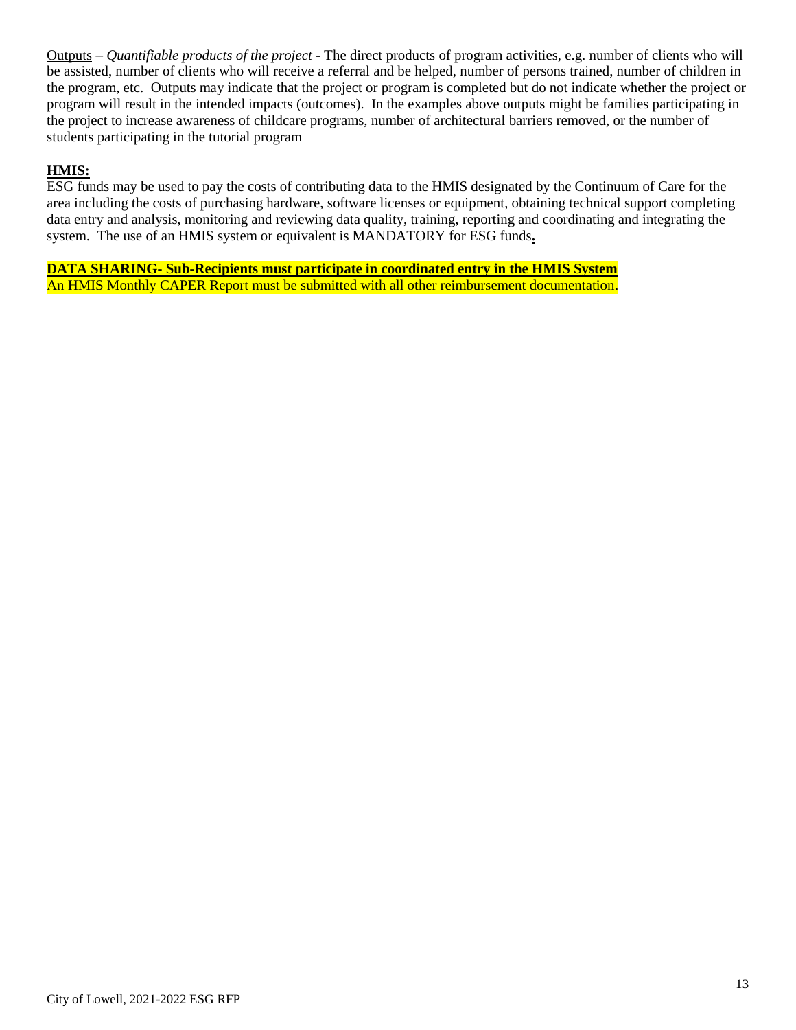Outputs – *Quantifiable products of the project* - The direct products of program activities, e.g. number of clients who will be assisted, number of clients who will receive a referral and be helped, number of persons trained, number of children in the program, etc. Outputs may indicate that the project or program is completed but do not indicate whether the project or program will result in the intended impacts (outcomes). In the examples above outputs might be families participating in the project to increase awareness of childcare programs, number of architectural barriers removed, or the number of students participating in the tutorial program

**HMIS:**

ESG funds may be used to pay the costs of contributing data to the HMIS designated by the Continuum of Care for the area including the costs of purchasing hardware, software licenses or equipment, obtaining technical support completing data entry and analysis, monitoring and reviewing data quality, training, reporting and coordinating and integrating the system. The use of an HMIS system or equivalent is MANDATORY for ESG funds**.**

**DATA SHARING- Sub-Recipients must participate in coordinated entry in the HMIS System**

An HMIS Monthly CAPER Report must be submitted with all other reimbursement documentation.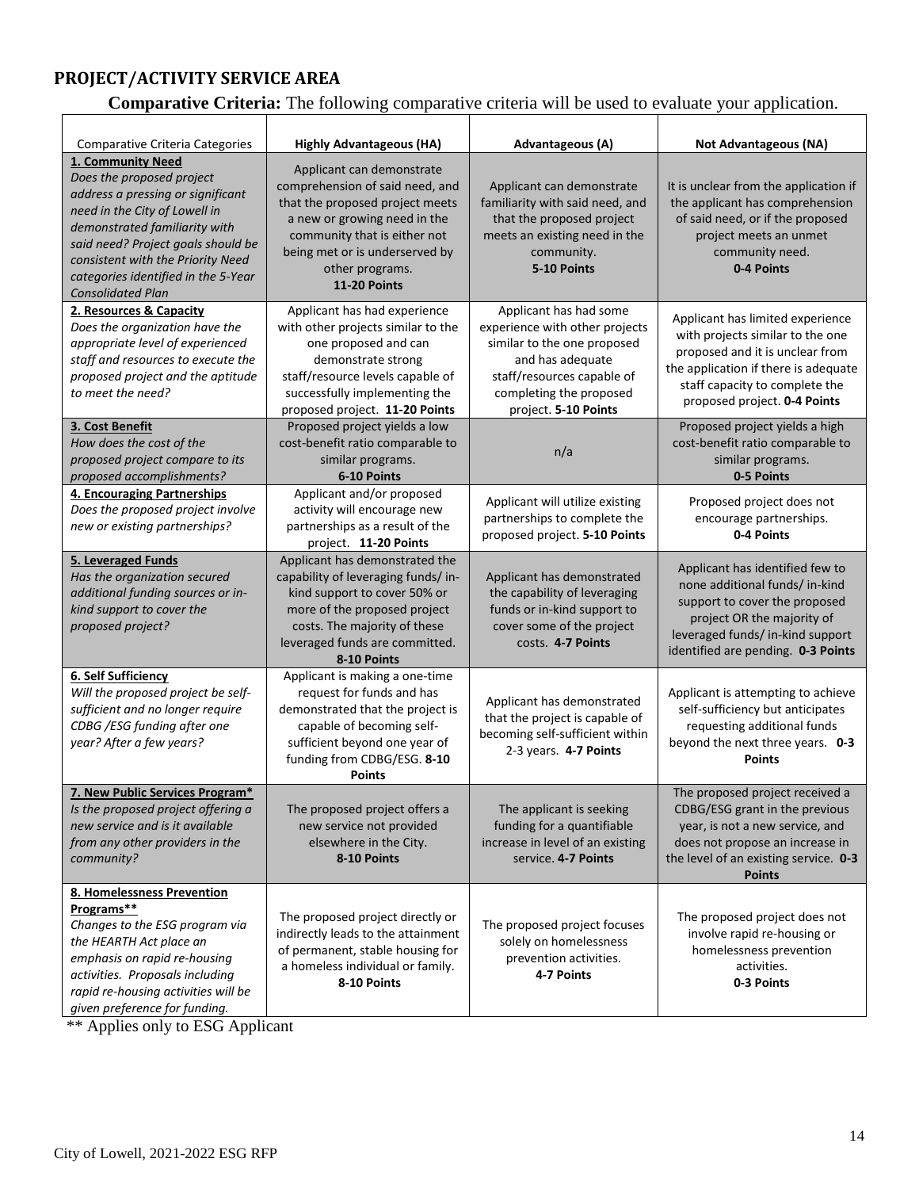## PROJECT/ACTIVITY SERVICE AREA

**Comparative Criteria:** The following comparative criteria will be used to evaluate your application.

| Comparative Criteria Categories | **Highly Advantageous (HA)** | **Advantageous (A)** | **Not Advantageous (NA)** |
|---|---|---|---|
| **1. Community Need** *Does the proposed project address a pressing or significant need in the City of Lowell in demonstrated familiarity with said need? Project goals should be consistent with the Priority Need categories identified in the 5-Year Consolidated Plan* | Applicant can demonstrate comprehension of said need, and that the proposed project meets a new or growing need in the community that is either not being met or is underserved by other programs. **11-20 Points** | Applicant can demonstrate familiarity with said need, and that the proposed project meets an existing need in the community. **5-10 Points** | It is unclear from the application if the applicant has comprehension of said need, or if the proposed project meets an unmet community need. **0-4 Points** |
| **2. Resources & Capacity** *Does the organization have the appropriate level of experienced staff and resources to execute the proposed project and the aptitude to meet the need?* | Applicant has had experience with other projects similar to the one proposed and can demonstrate strong staff/resource levels capable of successfully implementing the proposed project. **11-20 Points** | Applicant has had some experience with other projects similar to the one proposed and has adequate staff/resources capable of completing the proposed project. **5-10 Points** | Applicant has limited experience with projects similar to the one proposed and it is unclear from the application if there is adequate staff capacity to complete the proposed project. **0-4 Points** |
| **3. Cost Benefit** *How does the cost of the proposed project compare to its proposed accomplishments?* | Proposed project yields a low cost-benefit ratio comparable to similar programs. **6-10 Points** | n/a | Proposed project yields a high cost-benefit ratio comparable to similar programs. **0-5 Points** |
| **4. Encouraging Partnerships** *Does the proposed project involve new or existing partnerships?* | Applicant and/or proposed activity will encourage new partnerships as a result of the project. **11-20 Points** | Applicant will utilize existing partnerships to complete the proposed project. **5-10 Points** | Proposed project does not encourage partnerships. **0-4 Points** |
| **5. Leveraged Funds** *Has the organization secured additional funding sources or in-kind support to cover the proposed project?* | Applicant has demonstrated the capability of leveraging funds/ in-kind support to cover 50% or more of the proposed project costs. The majority of these leveraged funds are committed. **8-10 Points** | Applicant has demonstrated the capability of leveraging funds or in-kind support to cover some of the project costs. **4-7 Points** | Applicant has identified few to none additional funds/ in-kind support to cover the proposed project OR the majority of leveraged funds/ in-kind support identified are pending. **0-3 Points** |
| **6. Self Sufficiency** *Will the proposed project be self-sufficient and no longer require CDBG /ESG funding after one year? After a few years?* | Applicant is making a one-time request for funds and has demonstrated that the project is capable of becoming self-sufficient beyond one year of funding from CDBG/ESG. **8-10 Points** | Applicant has demonstrated that the project is capable of becoming self-sufficient within 2-3 years. **4-7 Points** | Applicant is attempting to achieve self-sufficiency but anticipates requesting additional funds beyond the next three years. **0-3 Points** |
| **7. New Public Services Program*** *Is the proposed project offering a new service and is it available from any other providers in the community?* | The proposed project offers a new service not provided elsewhere in the City. **8-10 Points** | The applicant is seeking funding for a quantifiable increase in level of an existing service. **4-7 Points** | The proposed project received a CDBG/ESG grant in the previous year, is not a new service, and does not propose an increase in the level of an existing service. **0-3 Points** |
| **8. Homelessness Prevention Programs**** *Changes to the ESG program via the HEARTH Act place an emphasis on rapid re-housing activities. Proposals including rapid re-housing activities will be given preference for funding.* | The proposed project directly or indirectly leads to the attainment of permanent, stable housing for a homeless individual or family. **8-10 Points** | The proposed project focuses solely on homelessness prevention activities. **4-7 Points** | The proposed project does not involve rapid re-housing or homelessness prevention activities. **0-3 Points** |

** Applies only to ESG Applicant

City of Lowell, 2021-2022 ESG RFP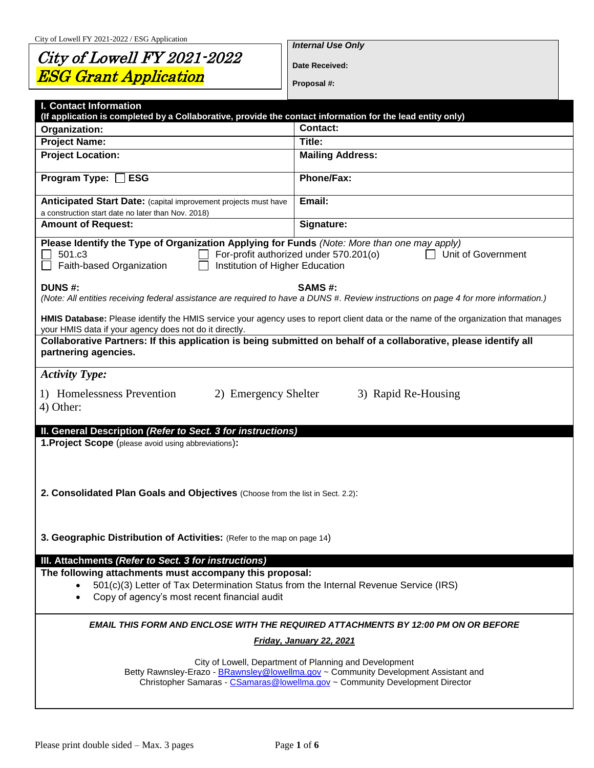# City of Lowell FY 2021-2022 ESG Grant Application

| Internal Use Only |
| --- |
| Date Received: |
| Proposal #: |

## I. Contact Information
**(If application is completed by a Collaborative, provide the contact information for the lead entity only)**

| | |
| --- | --- |
| **Organization:** | **Contact:** |
| **Project Name:** | **Title:** |
| **Project Location:** | **Mailing Address:** |
| **Program Type:** ☐ **ESG** | **Phone/Fax:** |
| **Anticipated Start Date:** (capital improvement projects must have a construction start date no later than Nov. 2018) | **Email:** |
| **Amount of Request:** | **Signature:** |

**Please Identify the Type of Organization Applying for Funds** *(Note: More than one may apply)*

☐ 501.c3 ☐ For-profit authorized under 570.201(o) ☐ Unit of Government
☐ Faith-based Organization ☐ Institution of Higher Education

**DUNS #:** **SAMS #:**

*(Note: All entities receiving federal assistance are required to have a DUNS #. Review instructions on page 4 for more information.)*

**HMIS Database:** Please identify the HMIS service your agency uses to report client data or the name of the organization that manages your HMIS data if your agency does not do it directly.

**Collaborative Partners: If this application is being submitted on behalf of a collaborative, please identify all partnering agencies.**

*Activity Type:*

1) Homelessness Prevention 2) Emergency Shelter 3) Rapid Re-Housing
4) Other:

## II. General Description *(Refer to Sect. 3 for instructions)*

**1.Project Scope** (please avoid using abbreviations)**:**

**2. Consolidated Plan Goals and Objectives** (Choose from the list in Sect. 2.2):

**3. Geographic Distribution of Activities:** (Refer to the map on page 14)

## III. Attachments *(Refer to Sect. 3 for instructions)*

**The following attachments must accompany this proposal:**

- 501(c)(3) Letter of Tax Determination Status from the Internal Revenue Service (IRS)
- Copy of agency's most recent financial audit

***EMAIL THIS FORM AND ENCLOSE WITH THE REQUIRED ATTACHMENTS BY 12:00 PM ON OR BEFORE***

***Friday, January 22, 2021***

City of Lowell, Department of Planning and Development
Betty Rawnsley-Erazo - BRawnsley@lowellma.gov ~ Community Development Assistant and
Christopher Samaras - CSamaras@lowellma.gov ~ Community Development Director

Please print double sided – Max. 3 pages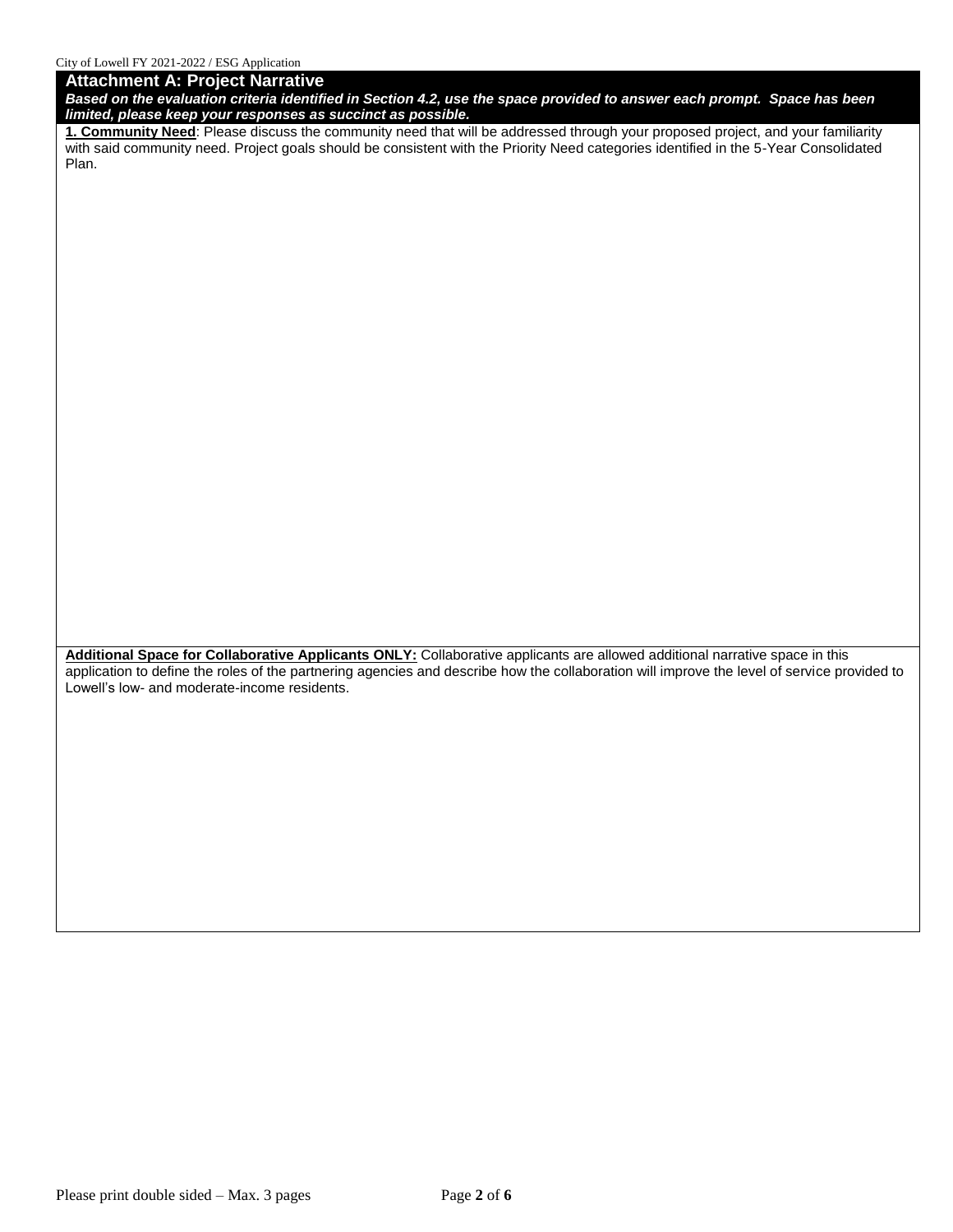## Attachment A: Project Narrative

***Based on the evaluation criteria identified in Section 4.2, use the space provided to answer each prompt. Space has been limited, please keep your responses as succinct as possible.***

**1. Community Need**: Please discuss the community need that will be addressed through your proposed project, and your familiarity with said community need. Project goals should be consistent with the Priority Need categories identified in the 5-Year Consolidated Plan.

**Additional Space for Collaborative Applicants ONLY:** Collaborative applicants are allowed additional narrative space in this application to define the roles of the partnering agencies and describe how the collaboration will improve the level of service provided to Lowell's low- and moderate-income residents.

Please print double sided – Max. 3 pages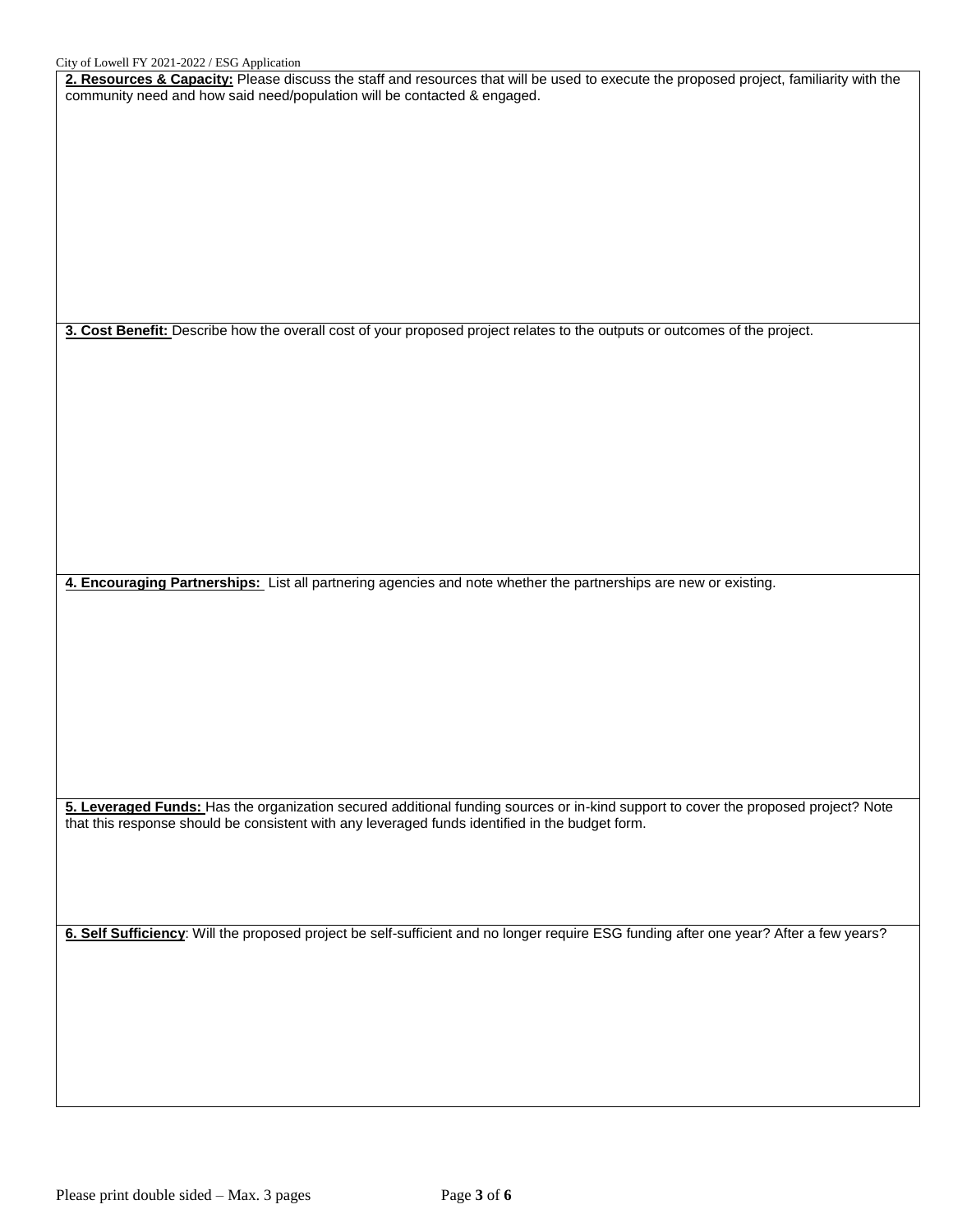**2. Resources & Capacity:** Please discuss the staff and resources that will be used to execute the proposed project, familiarity with the community need and how said need/population will be contacted & engaged.

**3. Cost Benefit:** Describe how the overall cost of your proposed project relates to the outputs or outcomes of the project.

**4. Encouraging Partnerships:** List all partnering agencies and note whether the partnerships are new or existing.

**5. Leveraged Funds:** Has the organization secured additional funding sources or in-kind support to cover the proposed project? Note that this response should be consistent with any leveraged funds identified in the budget form.

**6. Self Sufficiency**: Will the proposed project be self-sufficient and no longer require ESG funding after one year? After a few years?

Please print double sided – Max. 3 pages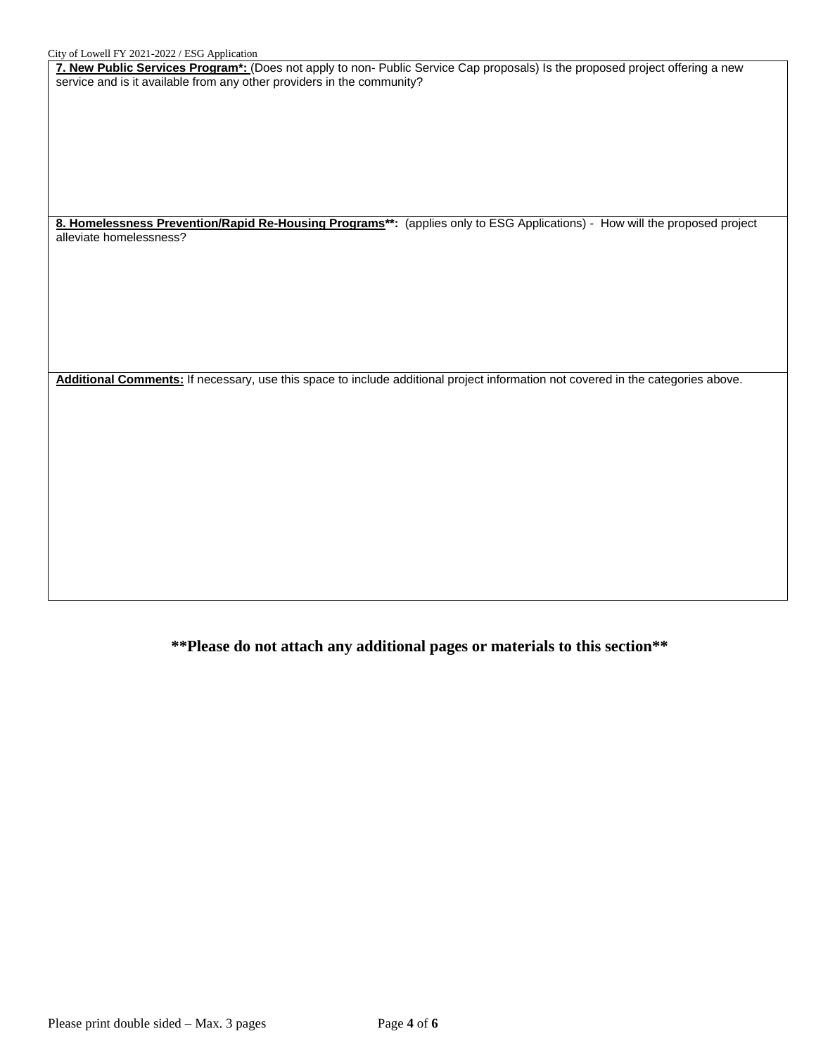**7. New Public Services Program*:** (Does not apply to non- Public Service Cap proposals) Is the proposed project offering a new service and is it available from any other providers in the community?

**8. Homelessness Prevention/Rapid Re-Housing Programs**:** (applies only to ESG Applications) - How will the proposed project alleviate homelessness?

**Additional Comments:** If necessary, use this space to include additional project information not covered in the categories above.

**\*\*Please do not attach any additional pages or materials to this section\*\***

Please print double sided – Max. 3 pages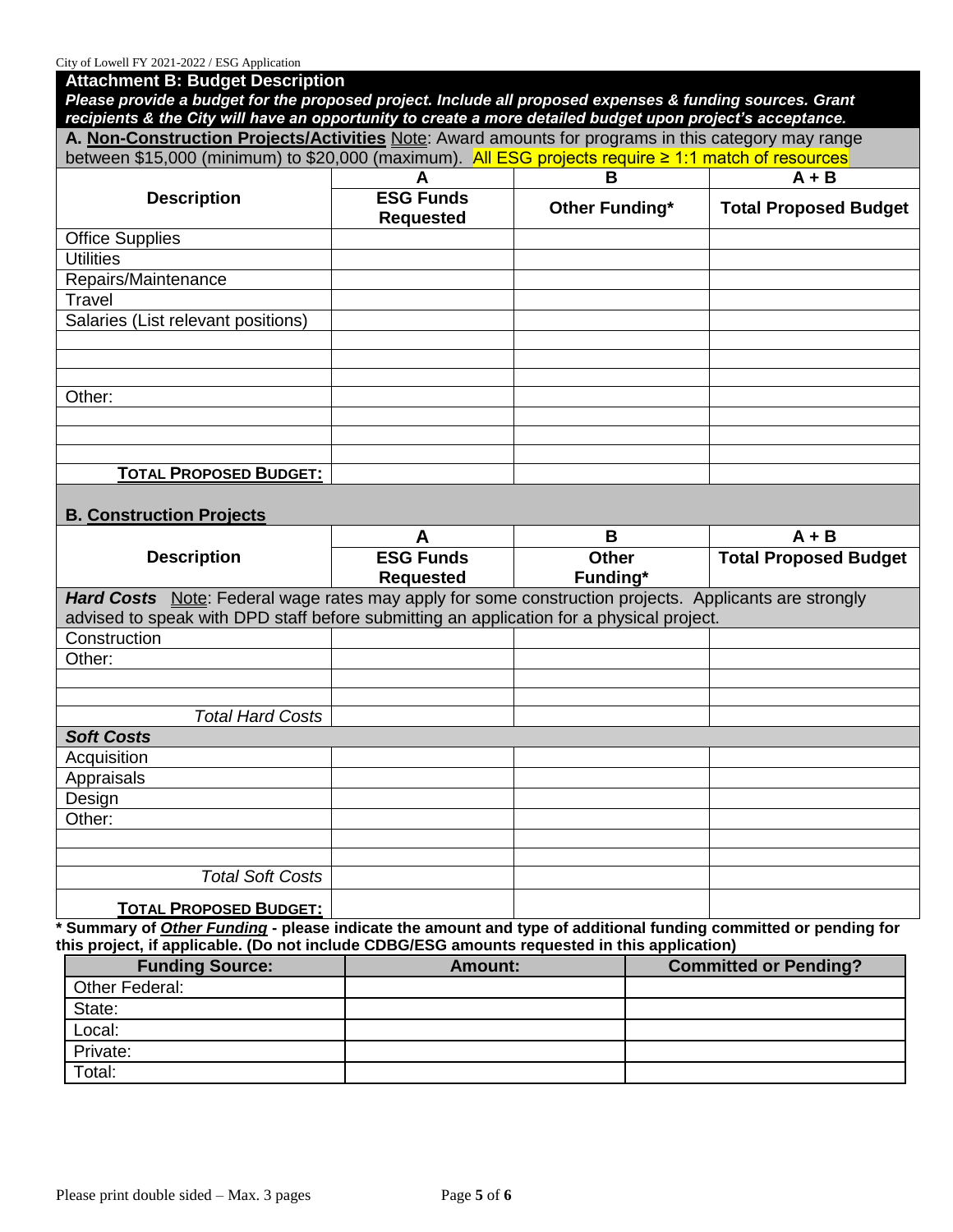## Attachment B: Budget Description

***Please provide a budget for the proposed project. Include all proposed expenses & funding sources. Grant recipients & the City will have an opportunity to create a more detailed budget upon project's acceptance.***

**A. Non-Construction Projects/Activities** Note: Award amounts for programs in this category may range between $15,000 (minimum) to $20,000 (maximum). All ESG projects require ≥ 1:1 match of resources

| Description | A<br>ESG Funds Requested | B<br>Other Funding* | A + B<br>Total Proposed Budget |
|---|---|---|---|
| Office Supplies | | | |
| Utilities | | | |
| Repairs/Maintenance | | | |
| Travel | | | |
| Salaries (List relevant positions) | | | |
| | | | |
| | | | |
| | | | |
| Other: | | | |
| | | | |
| | | | |
| | | | |
| **TOTAL PROPOSED BUDGET:** | | | |

**B. Construction Projects**

| Description | A<br>ESG Funds Requested | B<br>Other Funding* | A + B<br>Total Proposed Budget |
|---|---|---|---|
| ***Hard Costs*** Note: Federal wage rates may apply for some construction projects. Applicants are strongly advised to speak with DPD staff before submitting an application for a physical project. | | | |
| Construction | | | |
| Other: | | | |
| | | | |
| | | | |
| *Total Hard Costs* | | | |
| ***Soft Costs*** | | | |
| Acquisition | | | |
| Appraisals | | | |
| Design | | | |
| Other: | | | |
| | | | |
| | | | |
| *Total Soft Costs* | | | |
| **TOTAL PROPOSED BUDGET:** | | | |

**\* Summary of *Other Funding* - please indicate the amount and type of additional funding committed or pending for this project, if applicable. (Do not include CDBG/ESG amounts requested in this application)**

| Funding Source: | Amount: | Committed or Pending? |
|---|---|---|
| Other Federal: | | |
| State: | | |
| Local: | | |
| Private: | | |
| Total: | | |

Please print double sided – Max. 3 pages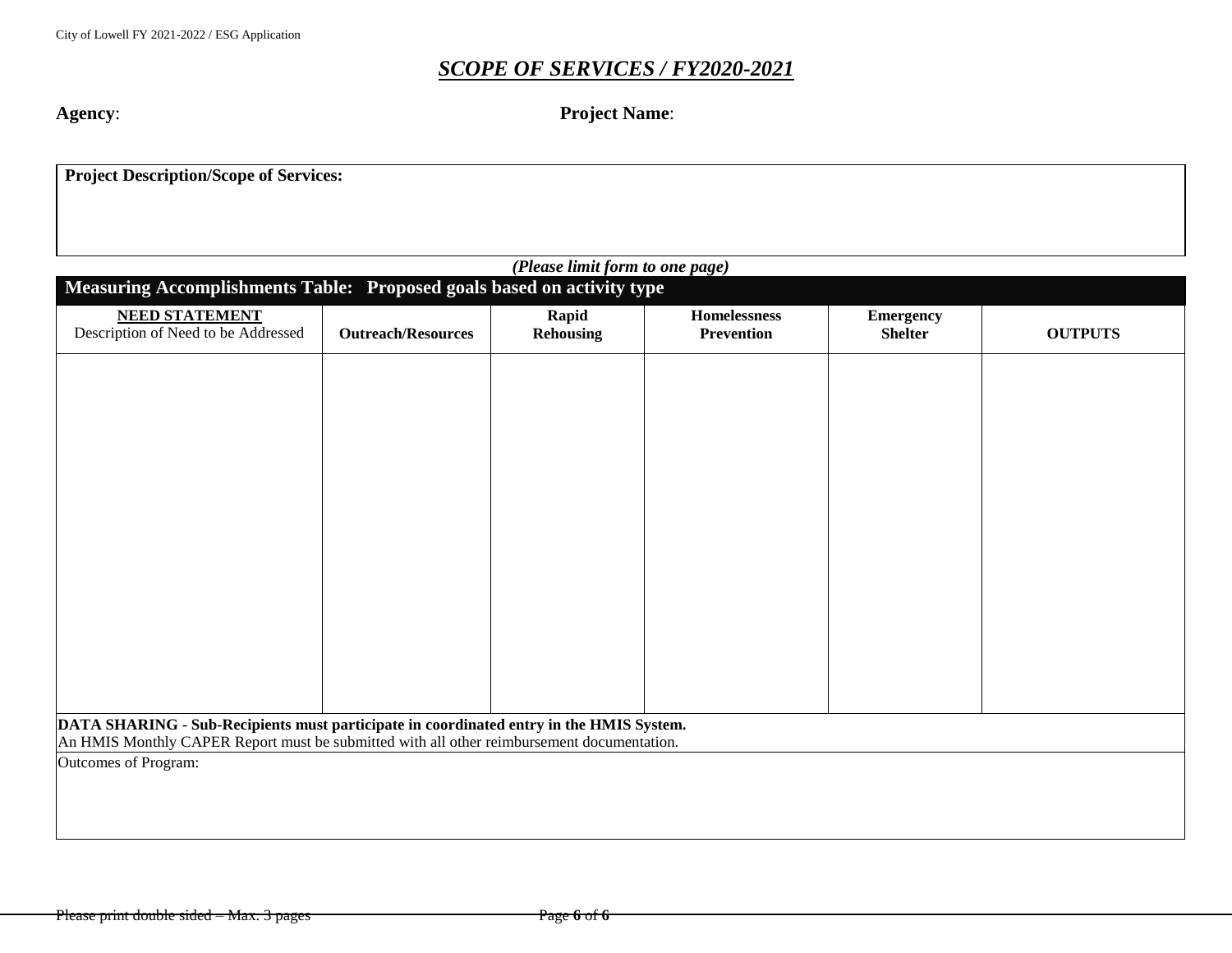# *SCOPE OF SERVICES / FY2020-2021*

**Agency**: **Project Name**:

| **Project Description/Scope of Services:** |
|---|
| |

*(Please limit form to one page)*

**Measuring Accomplishments Table: Proposed goals based on activity type**

| **NEED STATEMENT** Description of Need to be Addressed | **Outreach/Resources** | **Rapid Rehousing** | **Homelessness Prevention** | **Emergency Shelter** | **OUTPUTS** |
|---|---|---|---|---|---|
| | | | | | |
| **DATA SHARING - Sub-Recipients must participate in coordinated entry in the HMIS System.** An HMIS Monthly CAPER Report must be submitted with all other reimbursement documentation. | | | | | |
| Outcomes of Program: | | | | | |

Please print double sided – Max. 3 pages